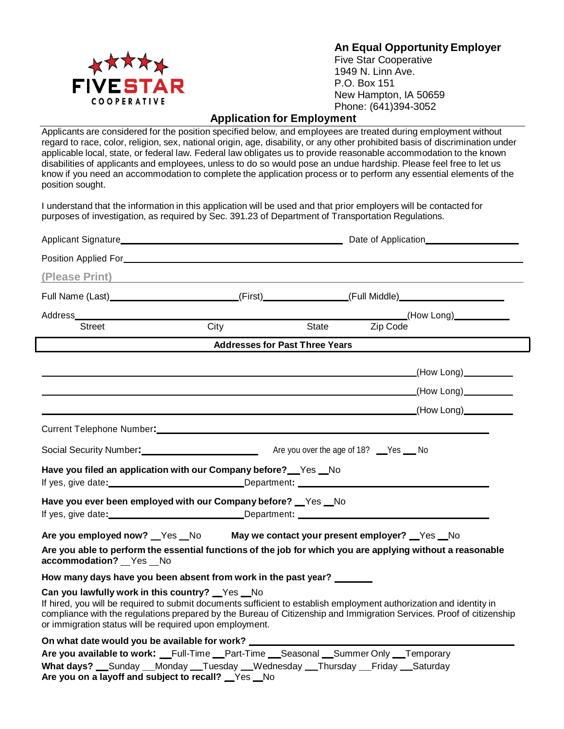**An Equal Opportunity Employer**
Five Star Cooperative
1949 N. Linn Ave.
P.O. Box 151
New Hampton, IA 50659
Phone: (641)394-3052

## Application for Employment

Applicants are considered for the position specified below, and employees are treated during employment without regard to race, color, religion, sex, national origin, age, disability, or any other prohibited basis of discrimination under applicable local, state, or federal law. Federal law obligates us to provide reasonable accommodation to the known disabilities of applicants and employees, unless to do so would pose an undue hardship. Please feel free to let us know if you need an accommodation to complete the application process or to perform any essential elements of the position sought.

I understand that the information in this application will be used and that prior employers will be contacted for purposes of investigation, as required by Sec. 391.23 of Department of Transportation Regulations.

Applicant Signature\_\_\_\_\_\_\_\_\_\_\_\_\_\_\_\_\_\_\_\_\_\_\_\_\_\_\_\_\_\_\_\_\_\_\_\_\_\_ Date of Application\_\_\_\_\_\_\_\_\_\_\_\_\_\_\_\_\_\_

Position Applied For\_\_\_\_\_\_\_\_\_\_\_\_\_\_\_\_\_\_\_\_\_\_\_\_\_\_\_\_\_\_\_\_\_\_\_\_\_\_\_\_\_\_\_\_\_\_\_\_\_\_\_\_\_\_\_\_

**(Please Print)**

Full Name (Last)\_\_\_\_\_\_\_\_\_\_\_\_\_\_\_\_\_\_\_\_(First)\_\_\_\_\_\_\_\_\_\_\_\_\_\_\_(Full Middle)\_\_\_\_\_\_\_\_\_\_\_\_\_\_\_\_\_\_

Address\_\_\_\_\_\_\_\_\_\_\_\_\_\_\_\_\_\_\_\_\_\_\_\_\_\_\_\_\_\_\_\_\_\_\_\_\_\_\_\_\_\_\_\_\_\_\_\_\_\_\_\_(How Long)\_\_\_\_\_\_\_\_\_\_
Street City State Zip Code

**Addresses for Past Three Years**

\_\_\_\_\_\_\_\_\_\_\_\_\_\_\_\_\_\_\_\_\_\_\_\_\_\_\_\_\_\_\_\_\_\_\_\_\_\_\_\_\_\_\_\_\_\_\_\_\_\_\_\_\_\_\_\_(How Long)\_\_\_\_\_\_\_\_\_\_

\_\_\_\_\_\_\_\_\_\_\_\_\_\_\_\_\_\_\_\_\_\_\_\_\_\_\_\_\_\_\_\_\_\_\_\_\_\_\_\_\_\_\_\_\_\_\_\_\_\_\_\_\_\_\_\_(How Long)\_\_\_\_\_\_\_\_\_\_

\_\_\_\_\_\_\_\_\_\_\_\_\_\_\_\_\_\_\_\_\_\_\_\_\_\_\_\_\_\_\_\_\_\_\_\_\_\_\_\_\_\_\_\_\_\_\_\_\_\_\_\_\_\_\_\_(How Long)\_\_\_\_\_\_\_\_\_\_

Current Telephone Number**:**\_\_\_\_\_\_\_\_\_\_\_\_\_\_\_\_\_\_\_\_\_\_\_\_\_\_\_\_\_\_\_\_\_\_\_\_\_\_\_\_\_\_\_\_\_\_\_\_\_\_

Social Security Number**:**\_\_\_\_\_\_\_\_\_\_\_\_\_\_\_\_\_\_\_\_ Are you over the age of 18? \_\_Yes \_\_No

**Have you filed an application with our Company before?**\_\_Yes \_\_No
If yes, give date**:**\_\_\_\_\_\_\_\_\_\_\_\_\_\_\_\_\_\_\_\_Department**:** \_\_\_\_\_\_\_\_\_\_\_\_\_\_\_\_\_\_\_\_\_\_\_\_\_\_\_\_\_\_

**Have you ever been employed with our Company before?** \_\_Yes \_\_No
If yes, give date**:**\_\_\_\_\_\_\_\_\_\_\_\_\_\_\_\_\_\_\_\_Department**:** \_\_\_\_\_\_\_\_\_\_\_\_\_\_\_\_\_\_\_\_\_\_\_\_\_\_\_\_\_\_

**Are you employed now?** \_\_Yes \_\_No **May we contact your present employer?** \_\_Yes \_\_No

**Are you able to perform the essential functions of the job for which you are applying without a reasonable accommodation?** \_\_Yes \_\_No

**How many days have you been absent from work in the past year?** \_\_\_\_\_\_\_

**Can you lawfully work in this country?** \_\_Yes \_\_No
If hired, you will be required to submit documents sufficient to establish employment authorization and identity in compliance with the regulations prepared by the Bureau of Citizenship and Immigration Services. Proof of citizenship or immigration status will be required upon employment.

**On what date would you be available for work?** \_\_\_\_\_\_\_\_\_\_\_\_\_\_\_\_\_\_\_\_\_\_\_\_\_\_\_\_\_\_\_\_\_\_\_\_\_\_\_\_

**Are you available to work:** \_\_Full-Time \_\_Part-Time \_\_Seasonal \_\_Summer Only \_\_Temporary
**What days?** \_\_Sunday \_\_Monday \_\_Tuesday \_\_Wednesday \_\_Thursday \_\_Friday \_\_Saturday
**Are you on a layoff and subject to recall?** \_\_Yes \_\_No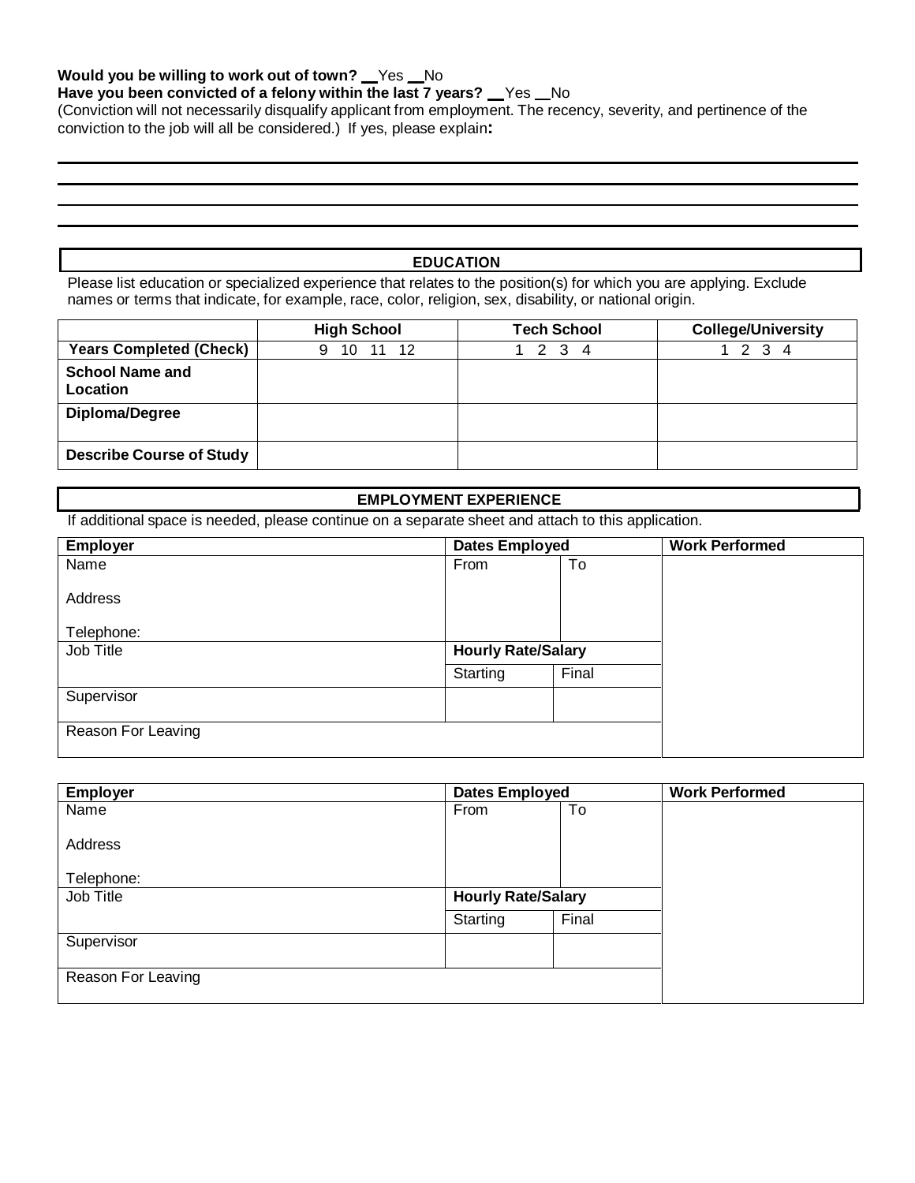**Would you be willing to work out of town?** __Yes __No

**Have you been convicted of a felony within the last 7 years?** __Yes __No

(Conviction will not necessarily disqualify applicant from employment. The recency, severity, and pertinence of the conviction to the job will all be considered.) If yes, please explain**:**

\_\_\_\_\_\_\_\_\_\_\_\_\_\_\_\_\_\_\_\_\_\_\_\_\_\_\_\_\_\_\_\_\_\_\_\_\_\_\_\_\_\_\_\_\_\_\_\_\_\_\_\_\_\_\_\_\_\_\_\_\_\_\_\_\_\_\_\_\_\_\_\_\_\_\_\_

\_\_\_\_\_\_\_\_\_\_\_\_\_\_\_\_\_\_\_\_\_\_\_\_\_\_\_\_\_\_\_\_\_\_\_\_\_\_\_\_\_\_\_\_\_\_\_\_\_\_\_\_\_\_\_\_\_\_\_\_\_\_\_\_\_\_\_\_\_\_\_\_\_\_\_\_

\_\_\_\_\_\_\_\_\_\_\_\_\_\_\_\_\_\_\_\_\_\_\_\_\_\_\_\_\_\_\_\_\_\_\_\_\_\_\_\_\_\_\_\_\_\_\_\_\_\_\_\_\_\_\_\_\_\_\_\_\_\_\_\_\_\_\_\_\_\_\_\_\_\_\_\_

\_\_\_\_\_\_\_\_\_\_\_\_\_\_\_\_\_\_\_\_\_\_\_\_\_\_\_\_\_\_\_\_\_\_\_\_\_\_\_\_\_\_\_\_\_\_\_\_\_\_\_\_\_\_\_\_\_\_\_\_\_\_\_\_\_\_\_\_\_\_\_\_\_\_\_\_

## EDUCATION

Please list education or specialized experience that relates to the position(s) for which you are applying. Exclude names or terms that indicate, for example, race, color, religion, sex, disability, or national origin.

| | High School | Tech School | College/University |
|---|---|---|---|
| **Years Completed (Check)** | 9 10 11 12 | 1 2 3 4 | 1 2 3 4 |
| **School Name and Location** | | | |
| **Diploma/Degree** | | | |
| **Describe Course of Study** | | | |

## EMPLOYMENT EXPERIENCE

If additional space is needed, please continue on a separate sheet and attach to this application.

| Employer | Dates Employed | | Work Performed |
|---|---|---|---|
| Name<br><br>Address<br><br>Telephone: | From | To | |
| Job Title | **Hourly Rate/Salary** | | |
| | Starting | Final | |
| Supervisor | | | |
| Reason For Leaving | | | |

| Employer | Dates Employed | | Work Performed |
|---|---|---|---|
| Name<br><br>Address<br><br>Telephone: | From | To | |
| Job Title | **Hourly Rate/Salary** | | |
| | Starting | Final | |
| Supervisor | | | |
| Reason For Leaving | | | |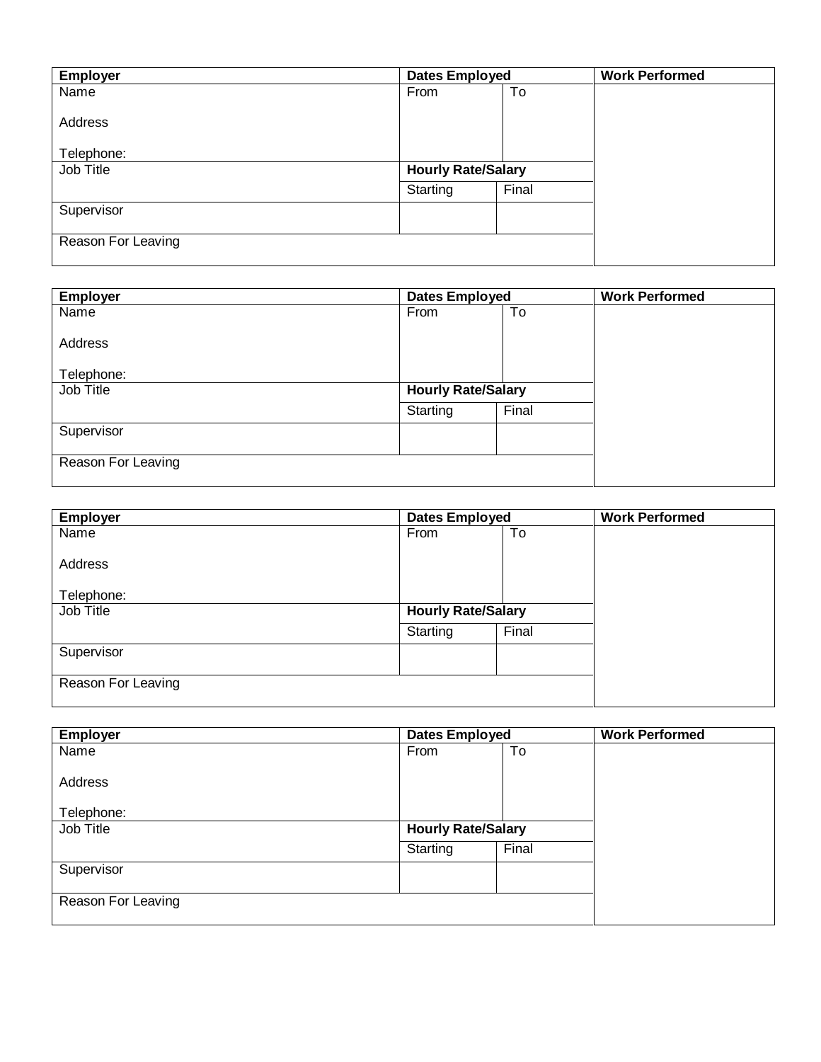| **Employer** | **Dates Employed** | | **Work Performed** |
|---|---|---|---|
| Name<br><br>Address<br><br>Telephone: | From | To | |
| Job Title | **Hourly Rate/Salary** | | |
| | Starting | Final | |
| Supervisor | | | |
| Reason For Leaving | | | |

| **Employer** | **Dates Employed** | | **Work Performed** |
|---|---|---|---|
| Name<br><br>Address<br><br>Telephone: | From | To | |
| Job Title | **Hourly Rate/Salary** | | |
| | Starting | Final | |
| Supervisor | | | |
| Reason For Leaving | | | |

| **Employer** | **Dates Employed** | | **Work Performed** |
|---|---|---|---|
| Name<br><br>Address<br><br>Telephone: | From | To | |
| Job Title | **Hourly Rate/Salary** | | |
| | Starting | Final | |
| Supervisor | | | |
| Reason For Leaving | | | |

| **Employer** | **Dates Employed** | | **Work Performed** |
|---|---|---|---|
| Name<br><br>Address<br><br>Telephone: | From | To | |
| Job Title | **Hourly Rate/Salary** | | |
| | Starting | Final | |
| Supervisor | | | |
| Reason For Leaving | | | |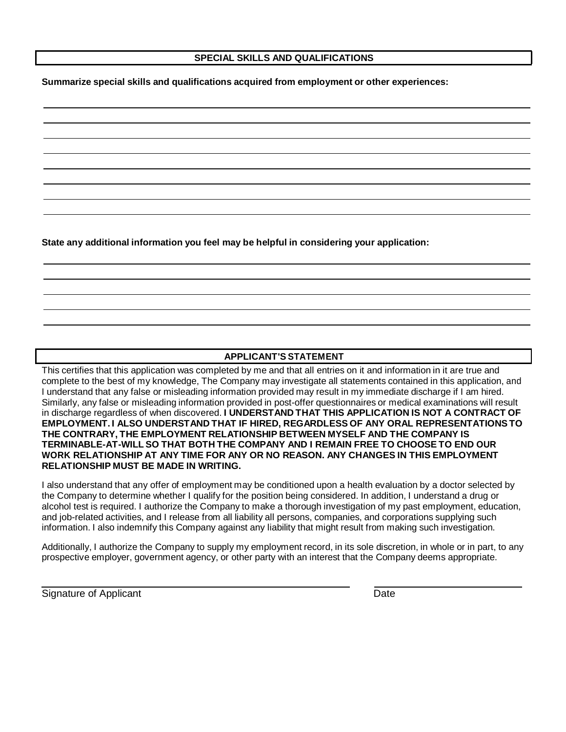## SPECIAL SKILLS AND QUALIFICATIONS

**Summarize special skills and qualifications acquired from employment or other experiences:**

**State any additional information you feel may be helpful in considering your application:**

## APPLICANT'S STATEMENT

This certifies that this application was completed by me and that all entries on it and information in it are true and complete to the best of my knowledge, The Company may investigate all statements contained in this application, and I understand that any false or misleading information provided may result in my immediate discharge if I am hired. Similarly, any false or misleading information provided in post-offer questionnaires or medical examinations will result in discharge regardless of when discovered. **I UNDERSTAND THAT THIS APPLICATION IS NOT A CONTRACT OF EMPLOYMENT. I ALSO UNDERSTAND THAT IF HIRED, REGARDLESS OF ANY ORAL REPRESENTATIONS TO THE CONTRARY, THE EMPLOYMENT RELATIONSHIP BETWEEN MYSELF AND THE COMPANY IS TERMINABLE-AT-WILL SO THAT BOTH THE COMPANY AND I REMAIN FREE TO CHOOSE TO END OUR WORK RELATIONSHIP AT ANY TIME FOR ANY OR NO REASON. ANY CHANGES IN THIS EMPLOYMENT RELATIONSHIP MUST BE MADE IN WRITING.**

I also understand that any offer of employment may be conditioned upon a health evaluation by a doctor selected by the Company to determine whether I qualify for the position being considered. In addition, I understand a drug or alcohol test is required. I authorize the Company to make a thorough investigation of my past employment, education, and job-related activities, and I release from all liability all persons, companies, and corporations supplying such information. I also indemnify this Company against any liability that might result from making such investigation.

Additionally, I authorize the Company to supply my employment record, in its sole discretion, in whole or in part, to any prospective employer, government agency, or other party with an interest that the Company deems appropriate.

Signature of Applicant

Date